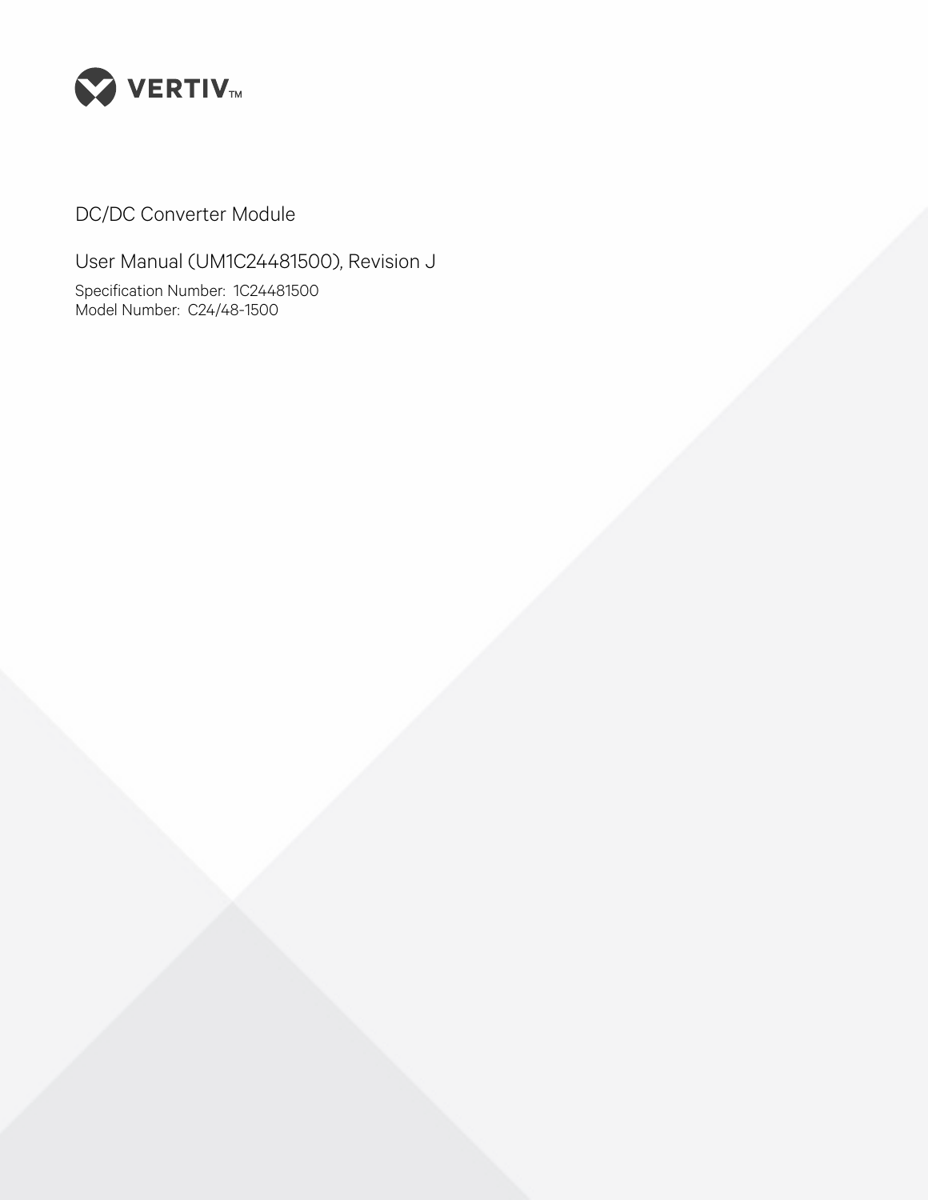VERTIV™

# DC/DC Converter Module

## User Manual (UM1C24481500), Revision J

Specification Number: 1C24481500
Model Number: C24/48-1500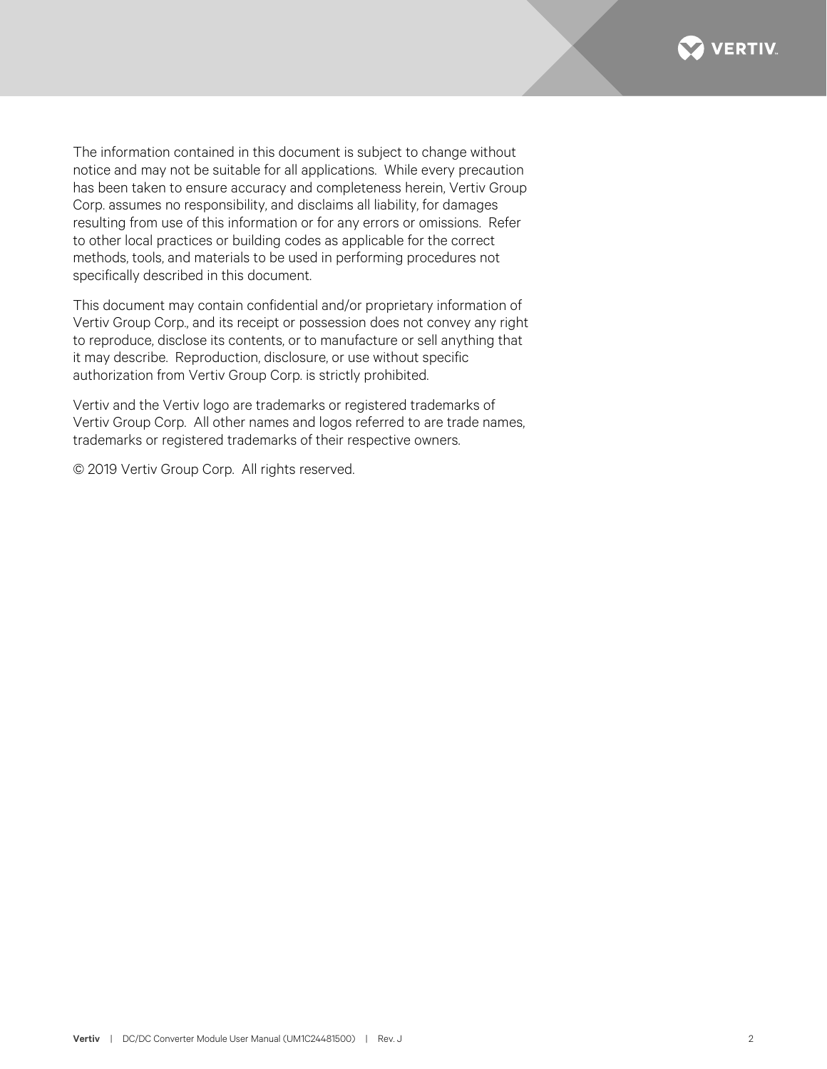The information contained in this document is subject to change without notice and may not be suitable for all applications. While every precaution has been taken to ensure accuracy and completeness herein, Vertiv Group Corp. assumes no responsibility, and disclaims all liability, for damages resulting from use of this information or for any errors or omissions. Refer to other local practices or building codes as applicable for the correct methods, tools, and materials to be used in performing procedures not specifically described in this document.

This document may contain confidential and/or proprietary information of Vertiv Group Corp., and its receipt or possession does not convey any right to reproduce, disclose its contents, or to manufacture or sell anything that it may describe. Reproduction, disclosure, or use without specific authorization from Vertiv Group Corp. is strictly prohibited.

Vertiv and the Vertiv logo are trademarks or registered trademarks of Vertiv Group Corp. All other names and logos referred to are trade names, trademarks or registered trademarks of their respective owners.

© 2019 Vertiv Group Corp. All rights reserved.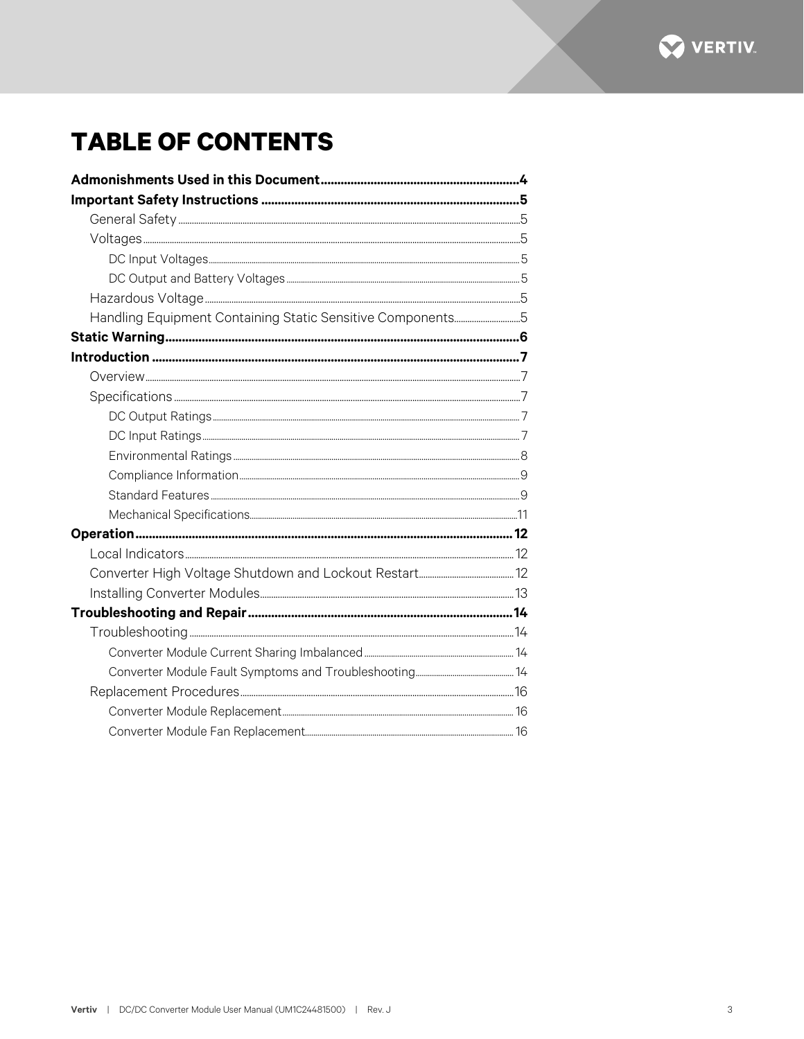# TABLE OF CONTENTS

**Admonishments Used in this Document** ........ **4**

**Important Safety Instructions** ........ **5**

- General Safety ........ 5
- Voltages ........ 5
  - DC Input Voltages ........ 5
  - DC Output and Battery Voltages ........ 5
- Hazardous Voltage ........ 5
- Handling Equipment Containing Static Sensitive Components ........ 5

**Static Warning** ........ **6**

**Introduction** ........ **7**

- Overview ........ 7
- Specifications ........ 7
  - DC Output Ratings ........ 7
  - DC Input Ratings ........ 7
  - Environmental Ratings ........ 8
  - Compliance Information ........ 9
  - Standard Features ........ 9
  - Mechanical Specifications ........ 11

**Operation** ........ **12**

- Local Indicators ........ 12
- Converter High Voltage Shutdown and Lockout Restart ........ 12
- Installing Converter Modules ........ 13

**Troubleshooting and Repair** ........ **14**

- Troubleshooting ........ 14
  - Converter Module Current Sharing Imbalanced ........ 14
  - Converter Module Fault Symptoms and Troubleshooting ........ 14
- Replacement Procedures ........ 16
  - Converter Module Replacement ........ 16
  - Converter Module Fan Replacement ........ 16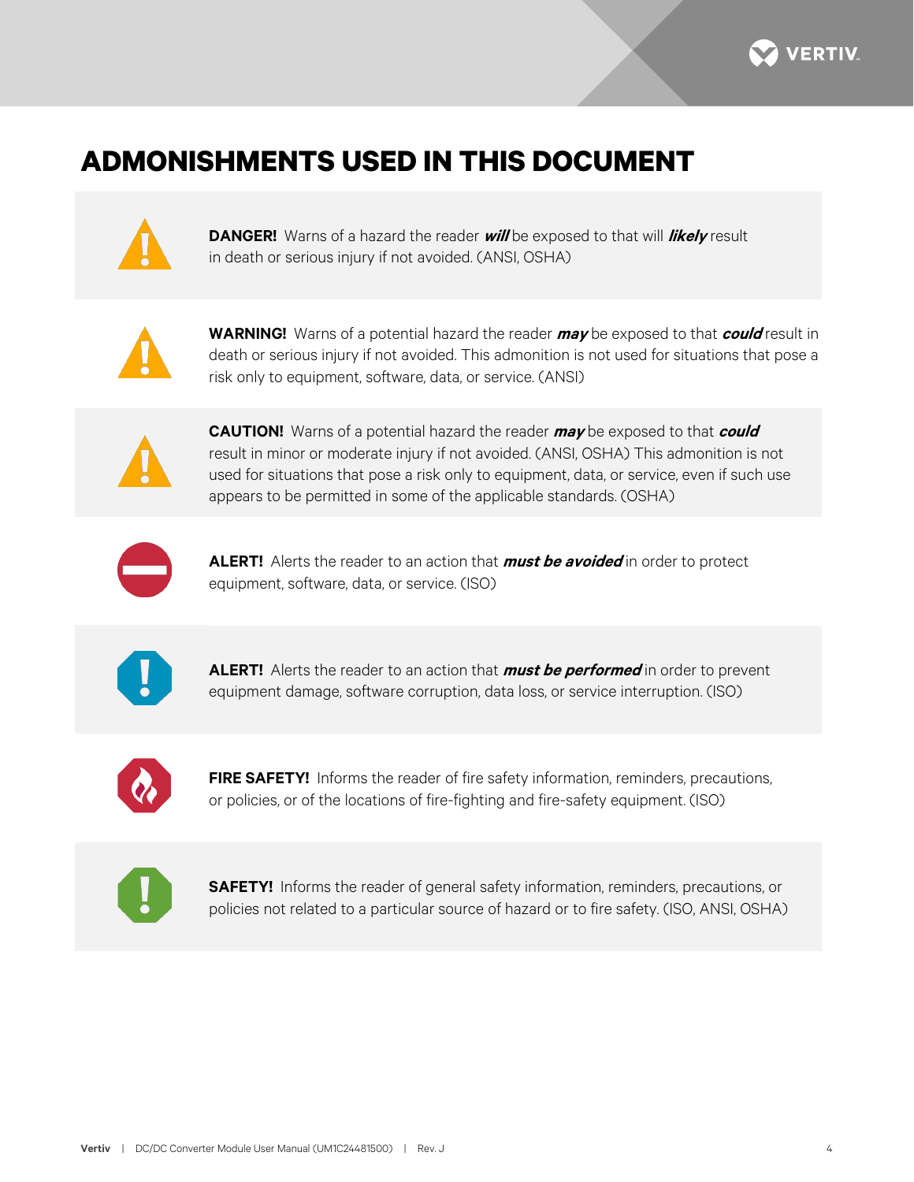# ADMONISHMENTS USED IN THIS DOCUMENT

**DANGER!** Warns of a hazard the reader ***will*** be exposed to that will ***likely*** result in death or serious injury if not avoided. (ANSI, OSHA)

**WARNING!** Warns of a potential hazard the reader ***may*** be exposed to that ***could*** result in death or serious injury if not avoided. This admonition is not used for situations that pose a risk only to equipment, software, data, or service. (ANSI)

**CAUTION!** Warns of a potential hazard the reader ***may*** be exposed to that ***could*** result in minor or moderate injury if not avoided. (ANSI, OSHA) This admonition is not used for situations that pose a risk only to equipment, data, or service, even if such use appears to be permitted in some of the applicable standards. (OSHA)

**ALERT!** Alerts the reader to an action that ***must be avoided*** in order to protect equipment, software, data, or service. (ISO)

**ALERT!** Alerts the reader to an action that ***must be performed*** in order to prevent equipment damage, software corruption, data loss, or service interruption. (ISO)

**FIRE SAFETY!** Informs the reader of fire safety information, reminders, precautions, or policies, or of the locations of fire-fighting and fire-safety equipment. (ISO)

**SAFETY!** Informs the reader of general safety information, reminders, precautions, or policies not related to a particular source of hazard or to fire safety. (ISO, ANSI, OSHA)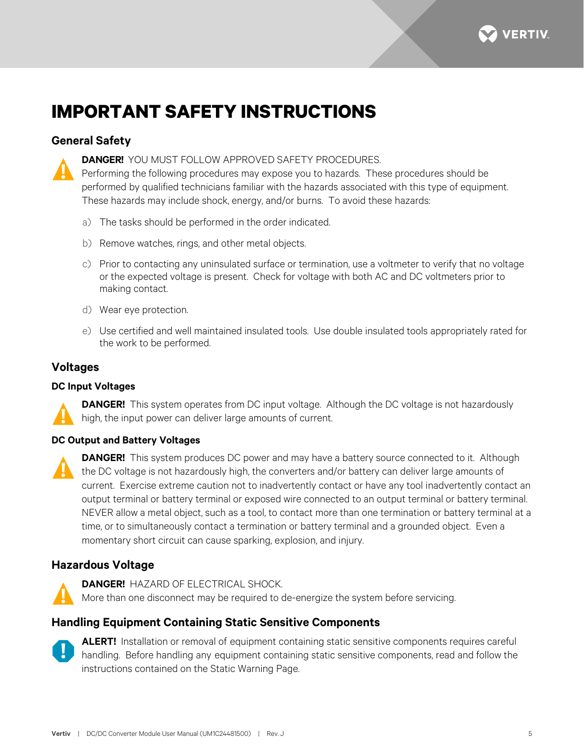# IMPORTANT SAFETY INSTRUCTIONS

## General Safety

**DANGER!** YOU MUST FOLLOW APPROVED SAFETY PROCEDURES.
Performing the following procedures may expose you to hazards. These procedures should be performed by qualified technicians familiar with the hazards associated with this type of equipment. These hazards may include shock, energy, and/or burns. To avoid these hazards:

a) The tasks should be performed in the order indicated.

b) Remove watches, rings, and other metal objects.

c) Prior to contacting any uninsulated surface or termination, use a voltmeter to verify that no voltage or the expected voltage is present. Check for voltage with both AC and DC voltmeters prior to making contact.

d) Wear eye protection.

e) Use certified and well maintained insulated tools. Use double insulated tools appropriately rated for the work to be performed.

## Voltages

### DC Input Voltages

**DANGER!** This system operates from DC input voltage. Although the DC voltage is not hazardously high, the input power can deliver large amounts of current.

### DC Output and Battery Voltages

**DANGER!** This system produces DC power and may have a battery source connected to it. Although the DC voltage is not hazardously high, the converters and/or battery can deliver large amounts of current. Exercise extreme caution not to inadvertently contact or have any tool inadvertently contact an output terminal or battery terminal or exposed wire connected to an output terminal or battery terminal. NEVER allow a metal object, such as a tool, to contact more than one termination or battery terminal at a time, or to simultaneously contact a termination or battery terminal and a grounded object. Even a momentary short circuit can cause sparking, explosion, and injury.

## Hazardous Voltage

**DANGER!** HAZARD OF ELECTRICAL SHOCK.
More than one disconnect may be required to de-energize the system before servicing.

## Handling Equipment Containing Static Sensitive Components

**ALERT!** Installation or removal of equipment containing static sensitive components requires careful handling. Before handling any equipment containing static sensitive components, read and follow the instructions contained on the Static Warning Page.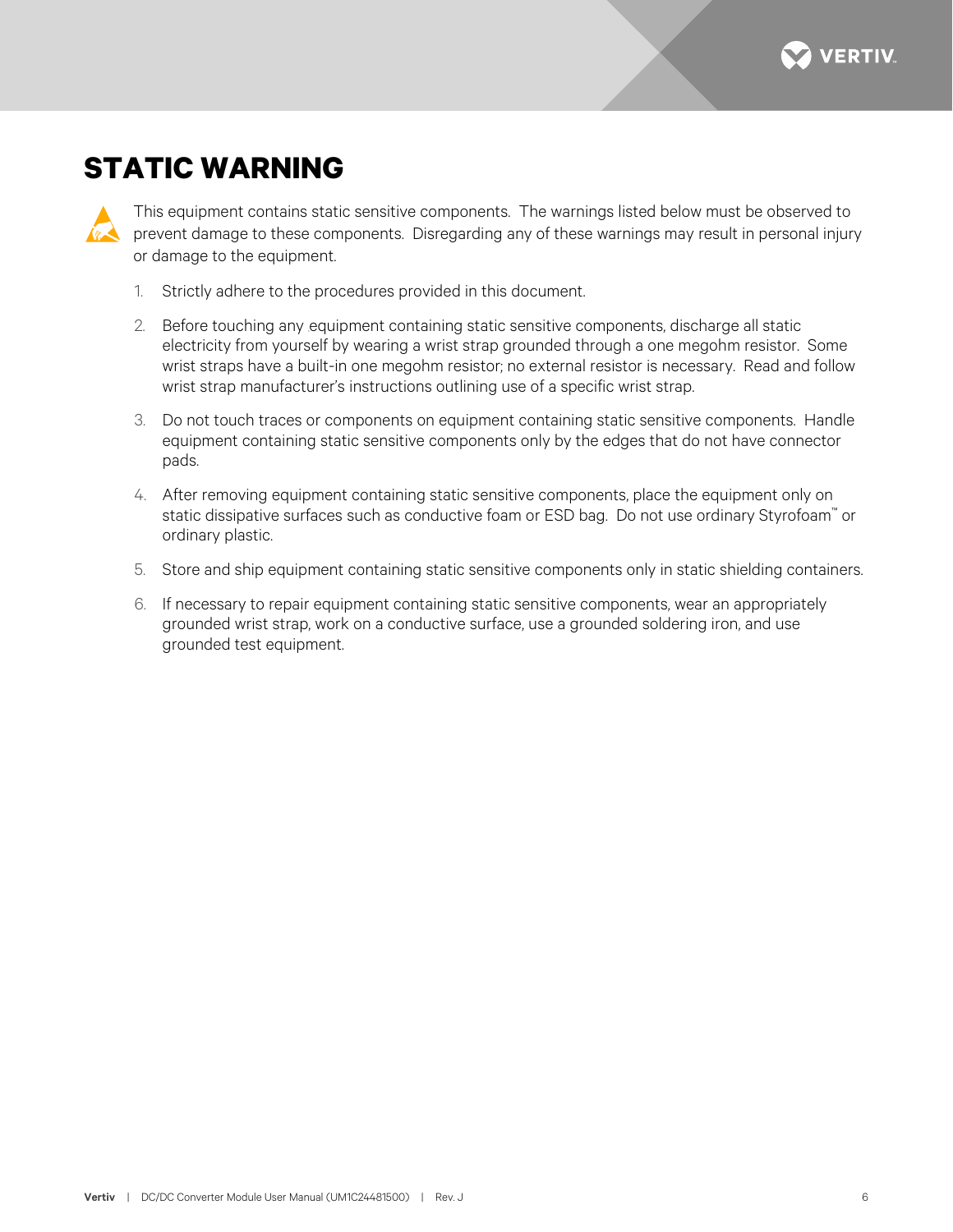# STATIC WARNING

This equipment contains static sensitive components. The warnings listed below must be observed to prevent damage to these components. Disregarding any of these warnings may result in personal injury or damage to the equipment.

1. Strictly adhere to the procedures provided in this document.
2. Before touching any equipment containing static sensitive components, discharge all static electricity from yourself by wearing a wrist strap grounded through a one megohm resistor. Some wrist straps have a built-in one megohm resistor; no external resistor is necessary. Read and follow wrist strap manufacturer's instructions outlining use of a specific wrist strap.
3. Do not touch traces or components on equipment containing static sensitive components. Handle equipment containing static sensitive components only by the edges that do not have connector pads.
4. After removing equipment containing static sensitive components, place the equipment only on static dissipative surfaces such as conductive foam or ESD bag. Do not use ordinary Styrofoam™ or ordinary plastic.
5. Store and ship equipment containing static sensitive components only in static shielding containers.
6. If necessary to repair equipment containing static sensitive components, wear an appropriately grounded wrist strap, work on a conductive surface, use a grounded soldering iron, and use grounded test equipment.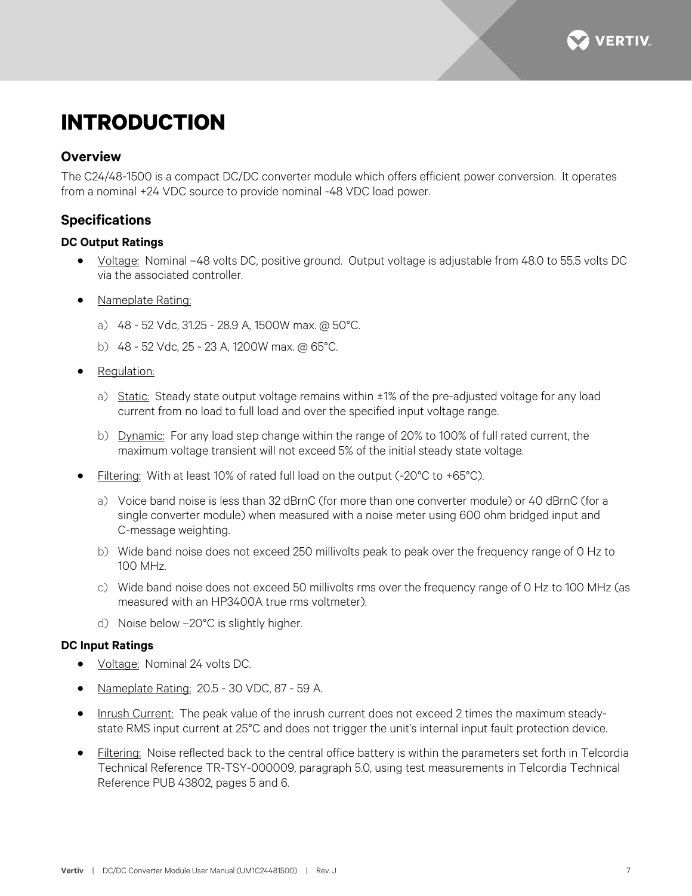# INTRODUCTION

## Overview

The C24/48-1500 is a compact DC/DC converter module which offers efficient power conversion. It operates from a nominal +24 VDC source to provide nominal -48 VDC load power.

## Specifications

### DC Output Ratings

- Voltage: Nominal –48 volts DC, positive ground. Output voltage is adjustable from 48.0 to 55.5 volts DC via the associated controller.
- Nameplate Rating:
  a) 48 - 52 Vdc, 31.25 - 28.9 A, 1500W max. @ 50°C.
  b) 48 - 52 Vdc, 25 - 23 A, 1200W max. @ 65°C.
- Regulation:
  a) Static: Steady state output voltage remains within ±1% of the pre-adjusted voltage for any load current from no load to full load and over the specified input voltage range.
  b) Dynamic: For any load step change within the range of 20% to 100% of full rated current, the maximum voltage transient will not exceed 5% of the initial steady state voltage.
- Filtering: With at least 10% of rated full load on the output (-20°C to +65°C).
  a) Voice band noise is less than 32 dBrnC (for more than one converter module) or 40 dBrnC (for a single converter module) when measured with a noise meter using 600 ohm bridged input and C-message weighting.
  b) Wide band noise does not exceed 250 millivolts peak to peak over the frequency range of 0 Hz to 100 MHz.
  c) Wide band noise does not exceed 50 millivolts rms over the frequency range of 0 Hz to 100 MHz (as measured with an HP3400A true rms voltmeter).
  d) Noise below –20°C is slightly higher.

### DC Input Ratings

- Voltage: Nominal 24 volts DC.
- Nameplate Rating: 20.5 - 30 VDC, 87 - 59 A.
- Inrush Current: The peak value of the inrush current does not exceed 2 times the maximum steady-state RMS input current at 25°C and does not trigger the unit's internal input fault protection device.
- Filtering: Noise reflected back to the central office battery is within the parameters set forth in Telcordia Technical Reference TR-TSY-000009, paragraph 5.0, using test measurements in Telcordia Technical Reference PUB 43802, pages 5 and 6.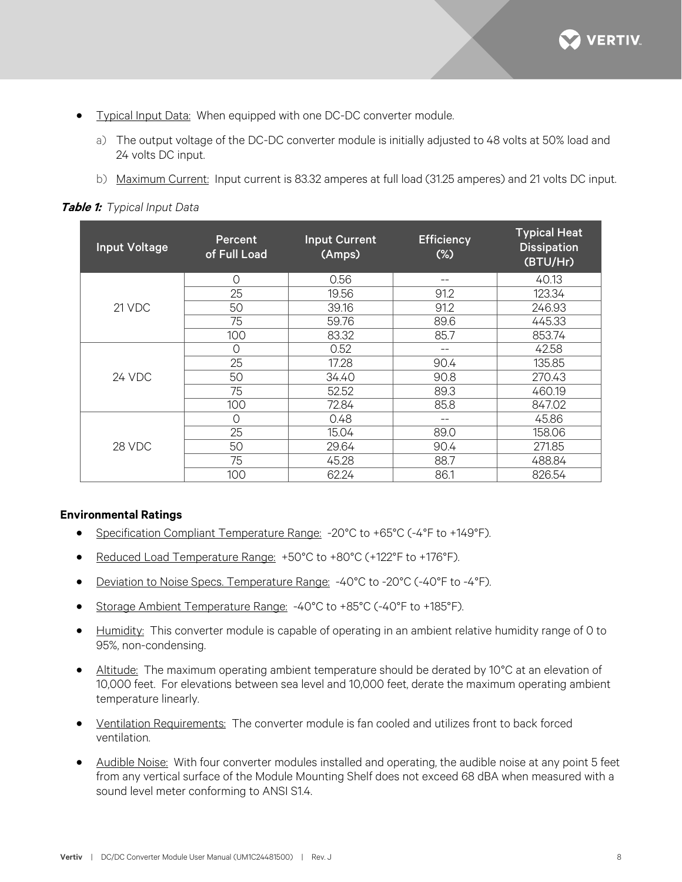- Typical Input Data: When equipped with one DC-DC converter module.

  a) The output voltage of the DC-DC converter module is initially adjusted to 48 volts at 50% load and 24 volts DC input.

  b) Maximum Current: Input current is 83.32 amperes at full load (31.25 amperes) and 21 volts DC input.

***Table 1:*** *Typical Input Data*

| Input Voltage | Percent of Full Load | Input Current (Amps) | Efficiency (%) | Typical Heat Dissipation (BTU/Hr) |
|---|---|---|---|---|
| 21 VDC | 0 | 0.56 | -- | 40.13 |
| | 25 | 19.56 | 91.2 | 123.34 |
| | 50 | 39.16 | 91.2 | 246.93 |
| | 75 | 59.76 | 89.6 | 445.33 |
| | 100 | 83.32 | 85.7 | 853.74 |
| 24 VDC | 0 | 0.52 | -- | 42.58 |
| | 25 | 17.28 | 90.4 | 135.85 |
| | 50 | 34.40 | 90.8 | 270.43 |
| | 75 | 52.52 | 89.3 | 460.19 |
| | 100 | 72.84 | 85.8 | 847.02 |
| 28 VDC | 0 | 0.48 | -- | 45.86 |
| | 25 | 15.04 | 89.0 | 158.06 |
| | 50 | 29.64 | 90.4 | 271.85 |
| | 75 | 45.28 | 88.7 | 488.84 |
| | 100 | 62.24 | 86.1 | 826.54 |

**Environmental Ratings**

- Specification Compliant Temperature Range: -20°C to +65°C (-4°F to +149°F).
- Reduced Load Temperature Range: +50°C to +80°C (+122°F to +176°F).
- Deviation to Noise Specs. Temperature Range: -40°C to -20°C (-40°F to -4°F).
- Storage Ambient Temperature Range: -40°C to +85°C (-40°F to +185°F).
- Humidity: This converter module is capable of operating in an ambient relative humidity range of 0 to 95%, non-condensing.
- Altitude: The maximum operating ambient temperature should be derated by 10°C at an elevation of 10,000 feet. For elevations between sea level and 10,000 feet, derate the maximum operating ambient temperature linearly.
- Ventilation Requirements: The converter module is fan cooled and utilizes front to back forced ventilation.
- Audible Noise: With four converter modules installed and operating, the audible noise at any point 5 feet from any vertical surface of the Module Mounting Shelf does not exceed 68 dBA when measured with a sound level meter conforming to ANSI S1.4.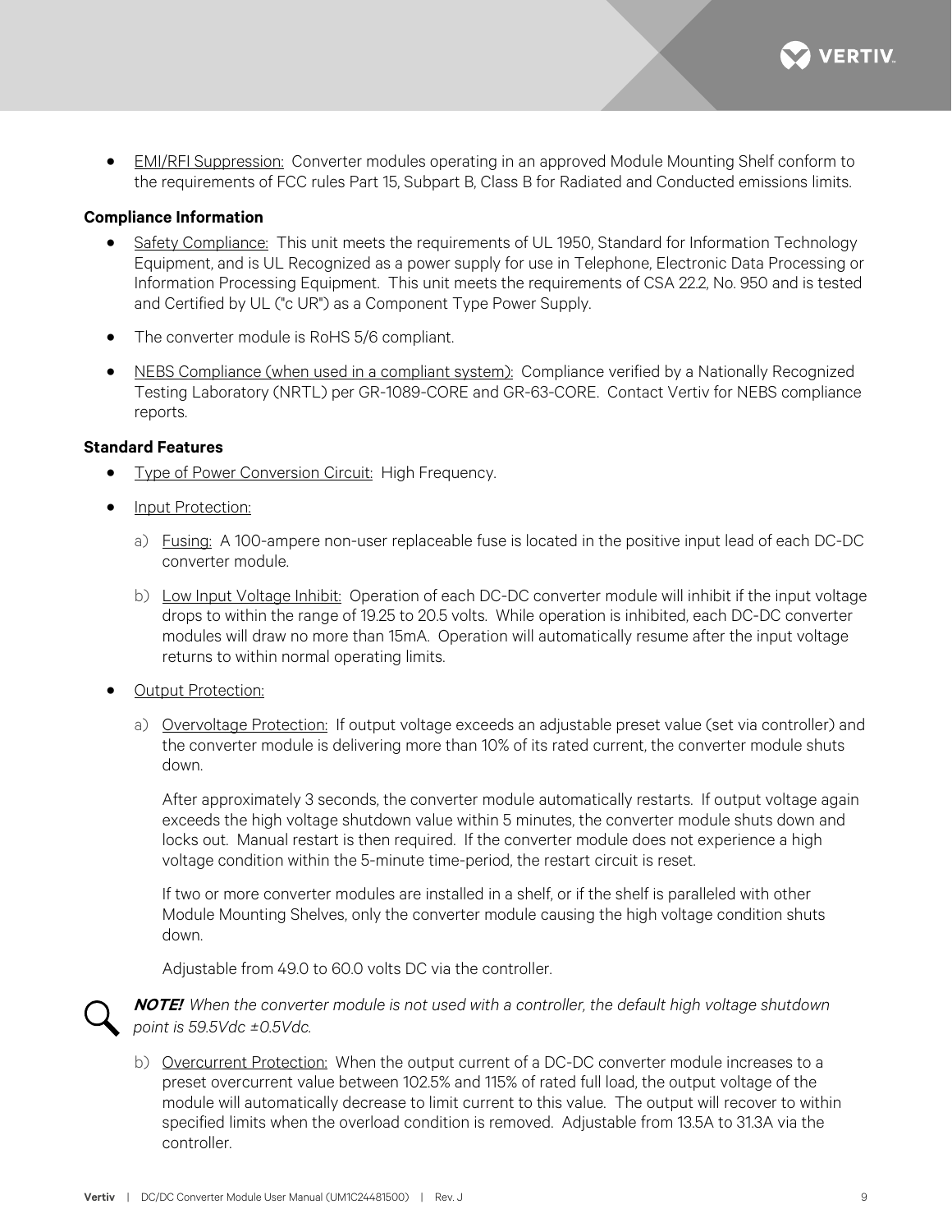- EMI/RFI Suppression: Converter modules operating in an approved Module Mounting Shelf conform to the requirements of FCC rules Part 15, Subpart B, Class B for Radiated and Conducted emissions limits.

**Compliance Information**

- Safety Compliance: This unit meets the requirements of UL 1950, Standard for Information Technology Equipment, and is UL Recognized as a power supply for use in Telephone, Electronic Data Processing or Information Processing Equipment. This unit meets the requirements of CSA 22.2, No. 950 and is tested and Certified by UL ("c UR") as a Component Type Power Supply.
- The converter module is RoHS 5/6 compliant.
- NEBS Compliance (when used in a compliant system): Compliance verified by a Nationally Recognized Testing Laboratory (NRTL) per GR-1089-CORE and GR-63-CORE. Contact Vertiv for NEBS compliance reports.

**Standard Features**

- Type of Power Conversion Circuit: High Frequency.
- Input Protection:
  a) Fusing: A 100-ampere non-user replaceable fuse is located in the positive input lead of each DC-DC converter module.
  b) Low Input Voltage Inhibit: Operation of each DC-DC converter module will inhibit if the input voltage drops to within the range of 19.25 to 20.5 volts. While operation is inhibited, each DC-DC converter modules will draw no more than 15mA. Operation will automatically resume after the input voltage returns to within normal operating limits.
- Output Protection:
  a) Overvoltage Protection: If output voltage exceeds an adjustable preset value (set via controller) and the converter module is delivering more than 10% of its rated current, the converter module shuts down.

     After approximately 3 seconds, the converter module automatically restarts. If output voltage again exceeds the high voltage shutdown value within 5 minutes, the converter module shuts down and locks out. Manual restart is then required. If the converter module does not experience a high voltage condition within the 5-minute time-period, the restart circuit is reset.

     If two or more converter modules are installed in a shelf, or if the shelf is paralleled with other Module Mounting Shelves, only the converter module causing the high voltage condition shuts down.

     Adjustable from 49.0 to 60.0 volts DC via the controller.

**NOTE!** *When the converter module is not used with a controller, the default high voltage shutdown point is 59.5Vdc ±0.5Vdc.*

  b) Overcurrent Protection: When the output current of a DC-DC converter module increases to a preset overcurrent value between 102.5% and 115% of rated full load, the output voltage of the module will automatically decrease to limit current to this value. The output will recover to within specified limits when the overload condition is removed. Adjustable from 13.5A to 31.3A via the controller.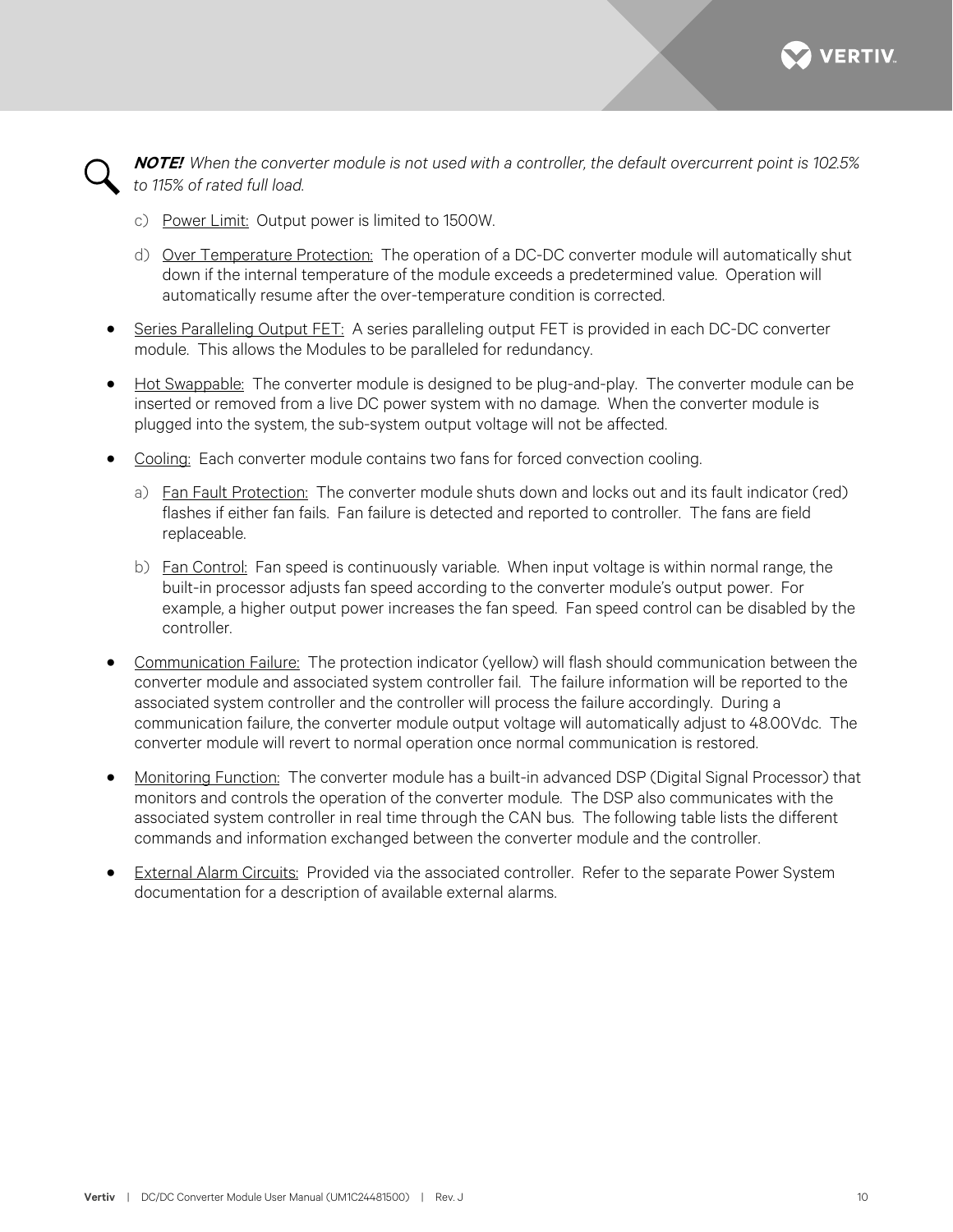**NOTE!** *When the converter module is not used with a controller, the default overcurrent point is 102.5% to 115% of rated full load.*

c) Power Limit: Output power is limited to 1500W.

d) Over Temperature Protection: The operation of a DC-DC converter module will automatically shut down if the internal temperature of the module exceeds a predetermined value. Operation will automatically resume after the over-temperature condition is corrected.

- Series Paralleling Output FET: A series paralleling output FET is provided in each DC-DC converter module. This allows the Modules to be paralleled for redundancy.
- Hot Swappable: The converter module is designed to be plug-and-play. The converter module can be inserted or removed from a live DC power system with no damage. When the converter module is plugged into the system, the sub-system output voltage will not be affected.
- Cooling: Each converter module contains two fans for forced convection cooling.

  a) Fan Fault Protection: The converter module shuts down and locks out and its fault indicator (red) flashes if either fan fails. Fan failure is detected and reported to controller. The fans are field replaceable.

  b) Fan Control: Fan speed is continuously variable. When input voltage is within normal range, the built-in processor adjusts fan speed according to the converter module's output power. For example, a higher output power increases the fan speed. Fan speed control can be disabled by the controller.

- Communication Failure: The protection indicator (yellow) will flash should communication between the converter module and associated system controller fail. The failure information will be reported to the associated system controller and the controller will process the failure accordingly. During a communication failure, the converter module output voltage will automatically adjust to 48.00Vdc. The converter module will revert to normal operation once normal communication is restored.
- Monitoring Function: The converter module has a built-in advanced DSP (Digital Signal Processor) that monitors and controls the operation of the converter module. The DSP also communicates with the associated system controller in real time through the CAN bus. The following table lists the different commands and information exchanged between the converter module and the controller.
- External Alarm Circuits: Provided via the associated controller. Refer to the separate Power System documentation for a description of available external alarms.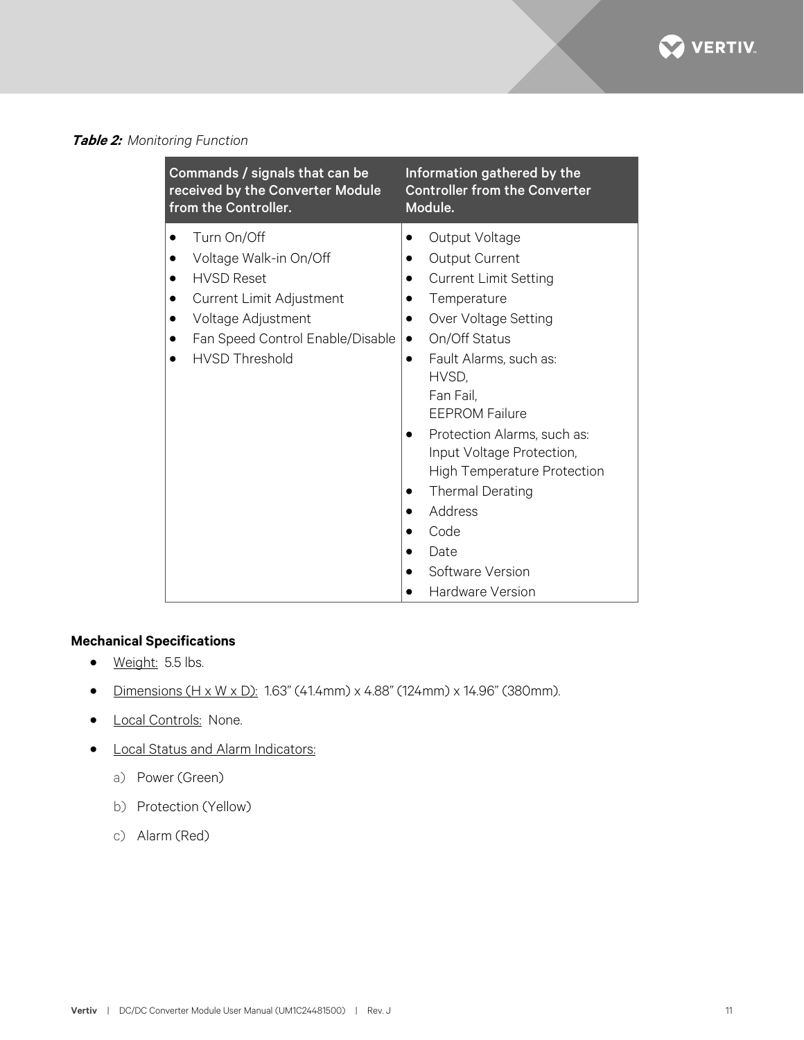***Table 2:*** *Monitoring Function*

| Commands / signals that can be received by the Converter Module from the Controller. | Information gathered by the Controller from the Converter Module. |
|---|---|
| • Turn On/Off<br>• Voltage Walk-in On/Off<br>• HVSD Reset<br>• Current Limit Adjustment<br>• Voltage Adjustment<br>• Fan Speed Control Enable/Disable<br>• HVSD Threshold | • Output Voltage<br>• Output Current<br>• Current Limit Setting<br>• Temperature<br>• Over Voltage Setting<br>• On/Off Status<br>• Fault Alarms, such as: HVSD, Fan Fail, EEPROM Failure<br>• Protection Alarms, such as: Input Voltage Protection, High Temperature Protection<br>• Thermal Derating<br>• Address<br>• Code<br>• Date<br>• Software Version<br>• Hardware Version |

**Mechanical Specifications**

- Weight: 5.5 lbs.
- Dimensions (H x W x D): 1.63" (41.4mm) x 4.88" (124mm) x 14.96" (380mm).
- Local Controls: None.
- Local Status and Alarm Indicators:
  a) Power (Green)
  b) Protection (Yellow)
  c) Alarm (Red)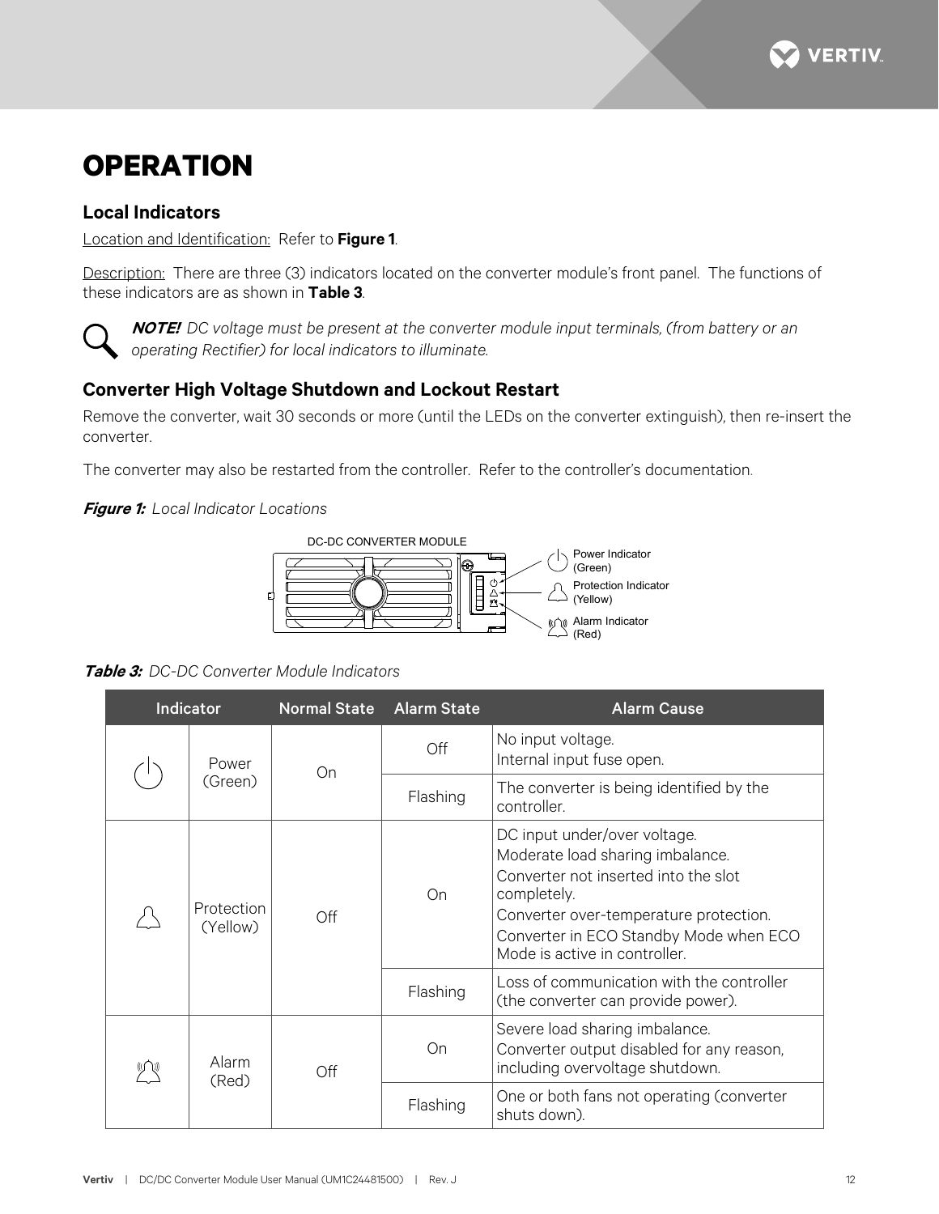# OPERATION

## Local Indicators

Location and Identification: Refer to **Figure 1**.

Description: There are three (3) indicators located on the converter module's front panel. The functions of these indicators are as shown in **Table 3**.

***NOTE!*** *DC voltage must be present at the converter module input terminals, (from battery or an operating Rectifier) for local indicators to illuminate.*

## Converter High Voltage Shutdown and Lockout Restart

Remove the converter, wait 30 seconds or more (until the LEDs on the converter extinguish), then re-insert the converter.

The converter may also be restarted from the controller. Refer to the controller's documentation.

***Figure 1:*** *Local Indicator Locations*

DC-DC CONVERTER MODULE

Power Indicator (Green)

Protection Indicator (Yellow)

Alarm Indicator (Red)

***Table 3:*** *DC-DC Converter Module Indicators*

| Indicator | | Normal State | Alarm State | Alarm Cause |
|---|---|---|---|---|
| | Power (Green) | On | Off | No input voltage.<br>Internal input fuse open. |
| | | | Flashing | The converter is being identified by the controller. |
| | Protection (Yellow) | Off | On | DC input under/over voltage.<br>Moderate load sharing imbalance.<br>Converter not inserted into the slot completely.<br>Converter over-temperature protection.<br>Converter in ECO Standby Mode when ECO Mode is active in controller. |
| | | | Flashing | Loss of communication with the controller (the converter can provide power). |
| | Alarm (Red) | Off | On | Severe load sharing imbalance.<br>Converter output disabled for any reason, including overvoltage shutdown. |
| | | | Flashing | One or both fans not operating (converter shuts down). |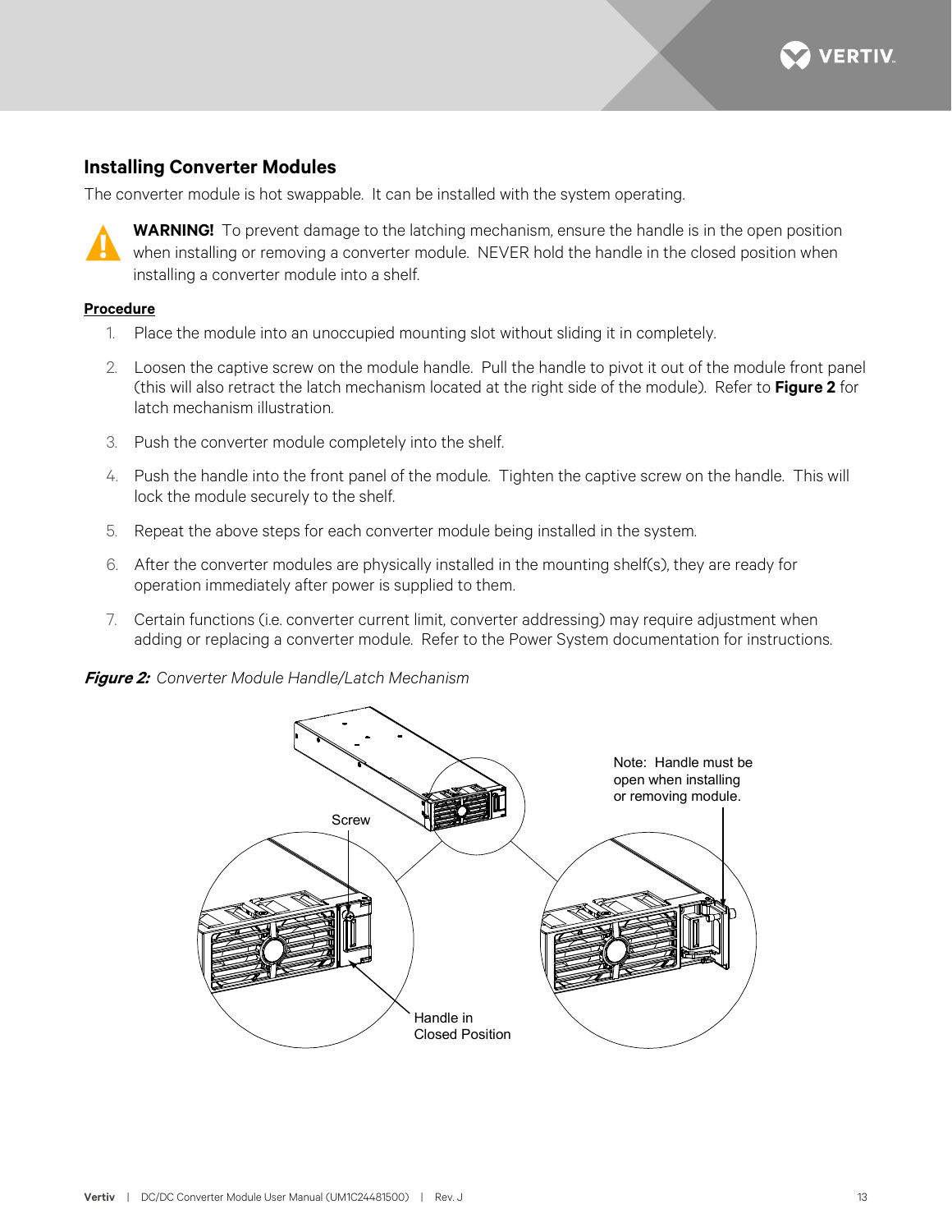## Installing Converter Modules

The converter module is hot swappable. It can be installed with the system operating.

**WARNING!** To prevent damage to the latching mechanism, ensure the handle is in the open position when installing or removing a converter module. NEVER hold the handle in the closed position when installing a converter module into a shelf.

**Procedure**

1. Place the module into an unoccupied mounting slot without sliding it in completely.
2. Loosen the captive screw on the module handle. Pull the handle to pivot it out of the module front panel (this will also retract the latch mechanism located at the right side of the module). Refer to **Figure 2** for latch mechanism illustration.
3. Push the converter module completely into the shelf.
4. Push the handle into the front panel of the module. Tighten the captive screw on the handle. This will lock the module securely to the shelf.
5. Repeat the above steps for each converter module being installed in the system.
6. After the converter modules are physically installed in the mounting shelf(s), they are ready for operation immediately after power is supplied to them.
7. Certain functions (i.e. converter current limit, converter addressing) may require adjustment when adding or replacing a converter module. Refer to the Power System documentation for instructions.

***Figure 2:*** *Converter Module Handle/Latch Mechanism*

Screw

Handle in Closed Position

Note: Handle must be open when installing or removing module.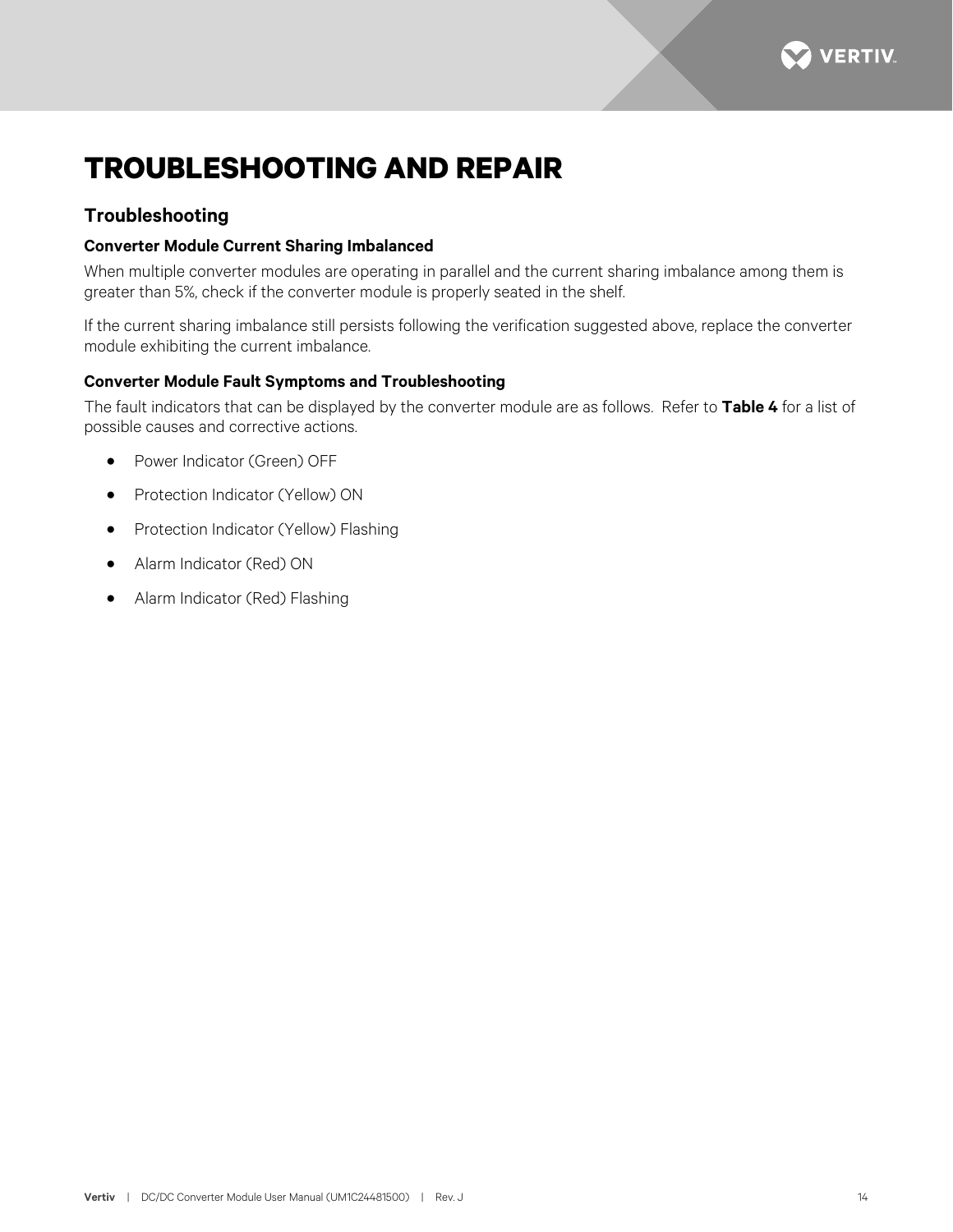# TROUBLESHOOTING AND REPAIR

## Troubleshooting

### Converter Module Current Sharing Imbalanced

When multiple converter modules are operating in parallel and the current sharing imbalance among them is greater than 5%, check if the converter module is properly seated in the shelf.

If the current sharing imbalance still persists following the verification suggested above, replace the converter module exhibiting the current imbalance.

### Converter Module Fault Symptoms and Troubleshooting

The fault indicators that can be displayed by the converter module are as follows. Refer to **Table 4** for a list of possible causes and corrective actions.

- Power Indicator (Green) OFF
- Protection Indicator (Yellow) ON
- Protection Indicator (Yellow) Flashing
- Alarm Indicator (Red) ON
- Alarm Indicator (Red) Flashing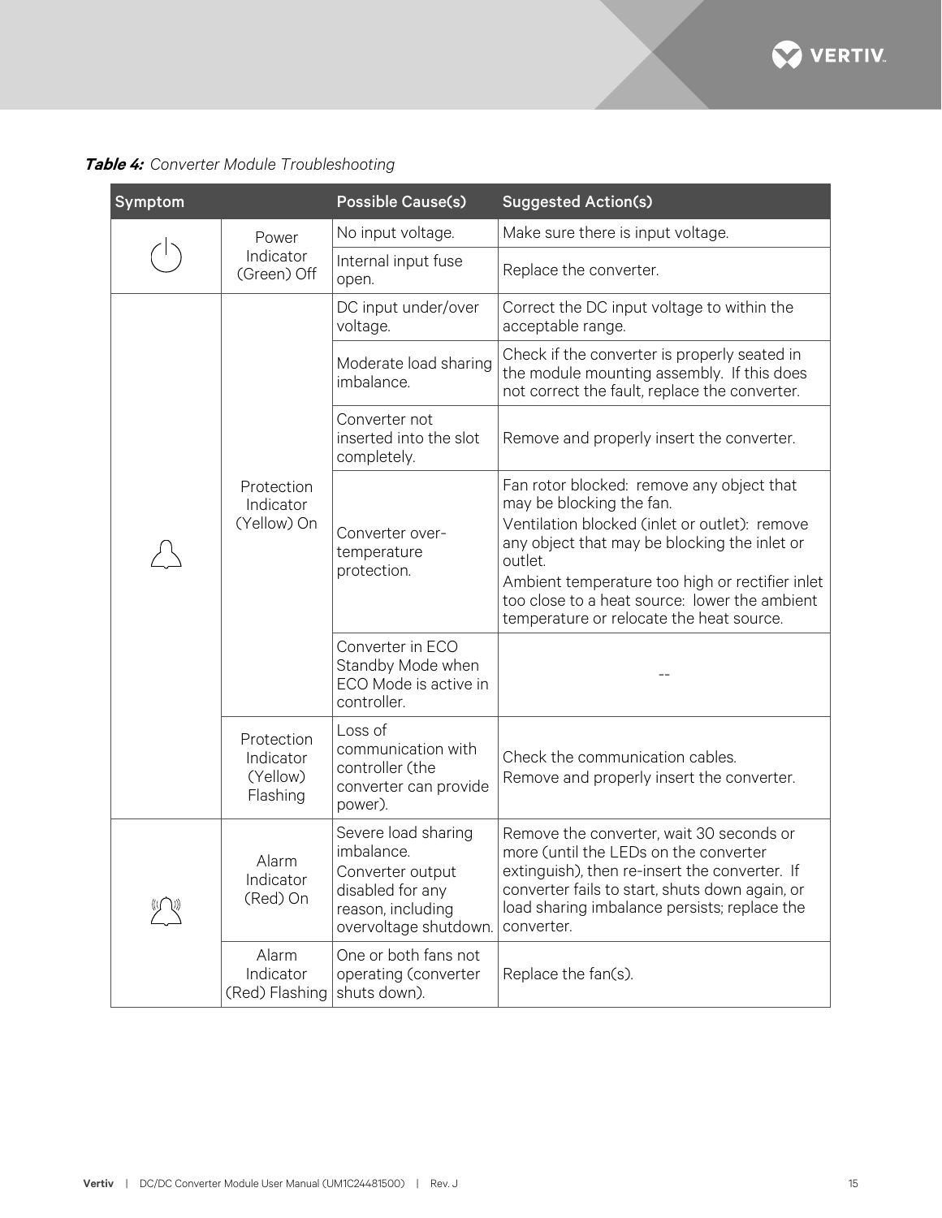*Table 4: Converter Module Troubleshooting*

| Symptom | | Possible Cause(s) | Suggested Action(s) |
|---|---|---|---|
| | Power Indicator (Green) Off | No input voltage. | Make sure there is input voltage. |
| | | Internal input fuse open. | Replace the converter. |
| | Protection Indicator (Yellow) On | DC input under/over voltage. | Correct the DC input voltage to within the acceptable range. |
| | | Moderate load sharing imbalance. | Check if the converter is properly seated in the module mounting assembly. If this does not correct the fault, replace the converter. |
| | | Converter not inserted into the slot completely. | Remove and properly insert the converter. |
| | | Converter over-temperature protection. | Fan rotor blocked: remove any object that may be blocking the fan.<br>Ventilation blocked (inlet or outlet): remove any object that may be blocking the inlet or outlet.<br>Ambient temperature too high or rectifier inlet too close to a heat source: lower the ambient temperature or relocate the heat source. |
| | | Converter in ECO Standby Mode when ECO Mode is active in controller. | -- |
| | Protection Indicator (Yellow) Flashing | Loss of communication with controller (the converter can provide power). | Check the communication cables.<br>Remove and properly insert the converter. |
| | Alarm Indicator (Red) On | Severe load sharing imbalance.<br>Converter output disabled for any reason, including overvoltage shutdown. | Remove the converter, wait 30 seconds or more (until the LEDs on the converter extinguish), then re-insert the converter. If converter fails to start, shuts down again, or load sharing imbalance persists; replace the converter. |
| | Alarm Indicator (Red) Flashing | One or both fans not operating (converter shuts down). | Replace the fan(s). |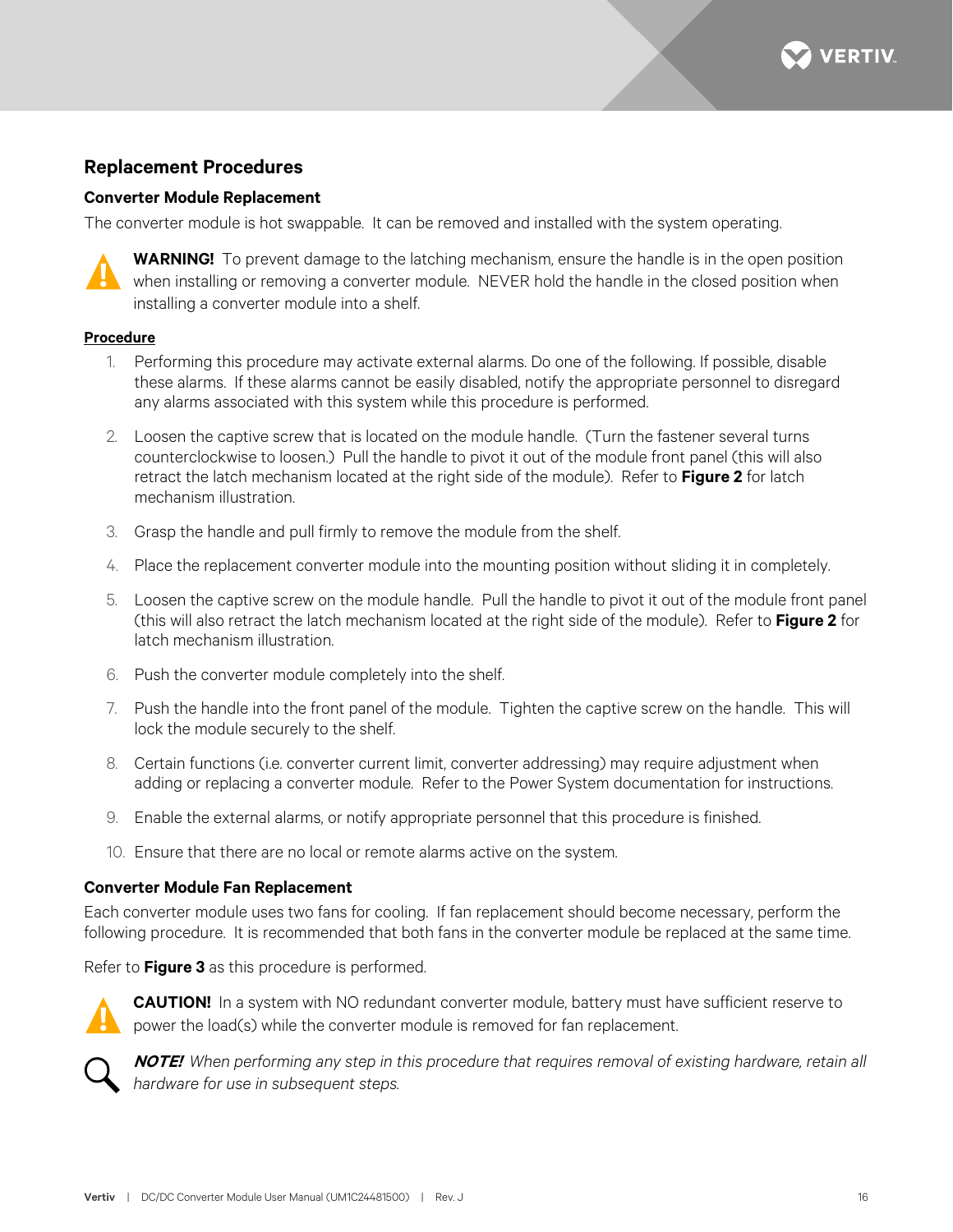## Replacement Procedures

### Converter Module Replacement

The converter module is hot swappable. It can be removed and installed with the system operating.

**WARNING!** To prevent damage to the latching mechanism, ensure the handle is in the open position when installing or removing a converter module. NEVER hold the handle in the closed position when installing a converter module into a shelf.

**Procedure**

1. Performing this procedure may activate external alarms. Do one of the following. If possible, disable these alarms. If these alarms cannot be easily disabled, notify the appropriate personnel to disregard any alarms associated with this system while this procedure is performed.
2. Loosen the captive screw that is located on the module handle. (Turn the fastener several turns counterclockwise to loosen.) Pull the handle to pivot it out of the module front panel (this will also retract the latch mechanism located at the right side of the module). Refer to **Figure 2** for latch mechanism illustration.
3. Grasp the handle and pull firmly to remove the module from the shelf.
4. Place the replacement converter module into the mounting position without sliding it in completely.
5. Loosen the captive screw on the module handle. Pull the handle to pivot it out of the module front panel (this will also retract the latch mechanism located at the right side of the module). Refer to **Figure 2** for latch mechanism illustration.
6. Push the converter module completely into the shelf.
7. Push the handle into the front panel of the module. Tighten the captive screw on the handle. This will lock the module securely to the shelf.
8. Certain functions (i.e. converter current limit, converter addressing) may require adjustment when adding or replacing a converter module. Refer to the Power System documentation for instructions.
9. Enable the external alarms, or notify appropriate personnel that this procedure is finished.
10. Ensure that there are no local or remote alarms active on the system.

### Converter Module Fan Replacement

Each converter module uses two fans for cooling. If fan replacement should become necessary, perform the following procedure. It is recommended that both fans in the converter module be replaced at the same time.

Refer to **Figure 3** as this procedure is performed.

**CAUTION!** In a system with NO redundant converter module, battery must have sufficient reserve to power the load(s) while the converter module is removed for fan replacement.

***NOTE!*** *When performing any step in this procedure that requires removal of existing hardware, retain all hardware for use in subsequent steps.*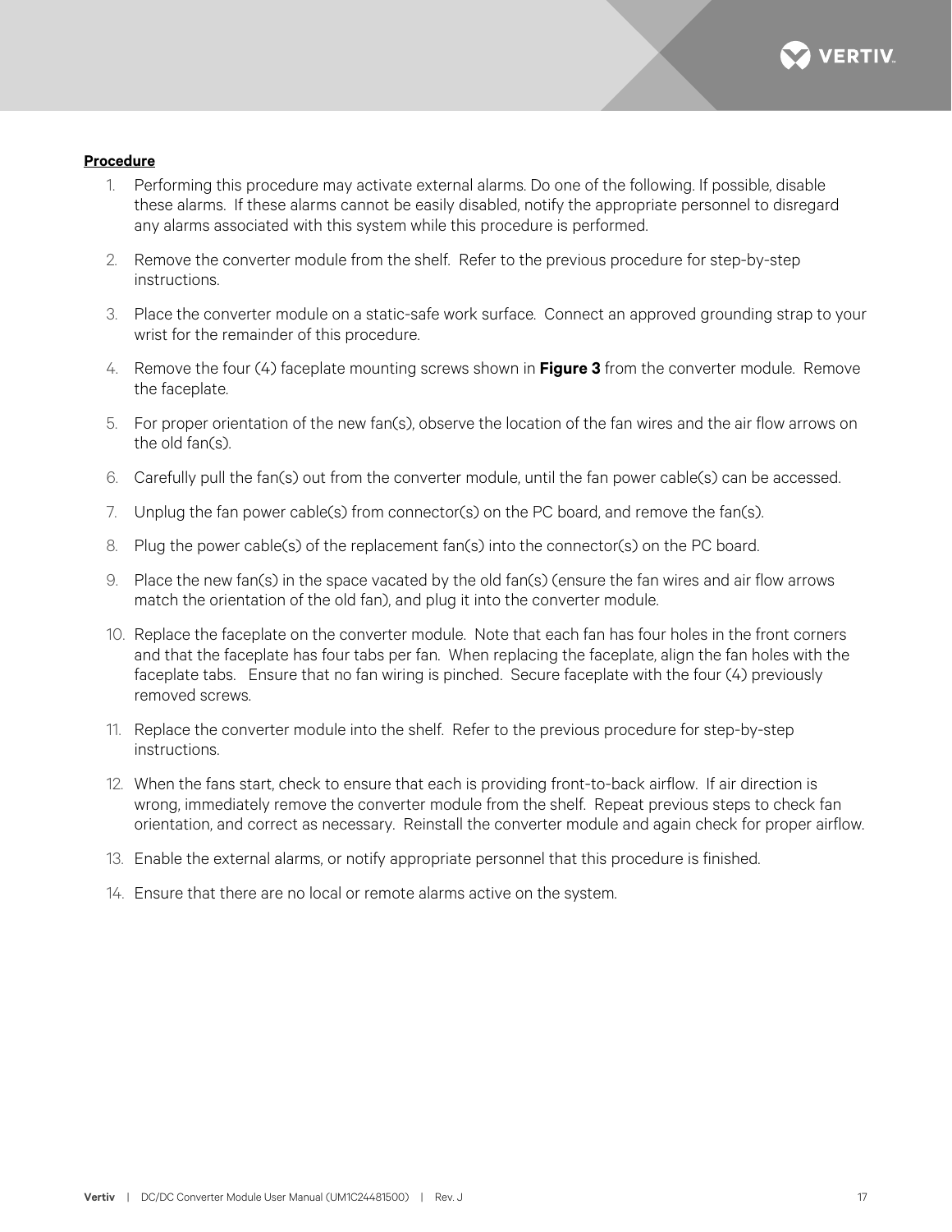**Procedure**

1. Performing this procedure may activate external alarms. Do one of the following. If possible, disable these alarms. If these alarms cannot be easily disabled, notify the appropriate personnel to disregard any alarms associated with this system while this procedure is performed.
2. Remove the converter module from the shelf. Refer to the previous procedure for step-by-step instructions.
3. Place the converter module on a static-safe work surface. Connect an approved grounding strap to your wrist for the remainder of this procedure.
4. Remove the four (4) faceplate mounting screws shown in **Figure 3** from the converter module. Remove the faceplate.
5. For proper orientation of the new fan(s), observe the location of the fan wires and the air flow arrows on the old fan(s).
6. Carefully pull the fan(s) out from the converter module, until the fan power cable(s) can be accessed.
7. Unplug the fan power cable(s) from connector(s) on the PC board, and remove the fan(s).
8. Plug the power cable(s) of the replacement fan(s) into the connector(s) on the PC board.
9. Place the new fan(s) in the space vacated by the old fan(s) (ensure the fan wires and air flow arrows match the orientation of the old fan), and plug it into the converter module.
10. Replace the faceplate on the converter module. Note that each fan has four holes in the front corners and that the faceplate has four tabs per fan. When replacing the faceplate, align the fan holes with the faceplate tabs. Ensure that no fan wiring is pinched. Secure faceplate with the four (4) previously removed screws.
11. Replace the converter module into the shelf. Refer to the previous procedure for step-by-step instructions.
12. When the fans start, check to ensure that each is providing front-to-back airflow. If air direction is wrong, immediately remove the converter module from the shelf. Repeat previous steps to check fan orientation, and correct as necessary. Reinstall the converter module and again check for proper airflow.
13. Enable the external alarms, or notify appropriate personnel that this procedure is finished.
14. Ensure that there are no local or remote alarms active on the system.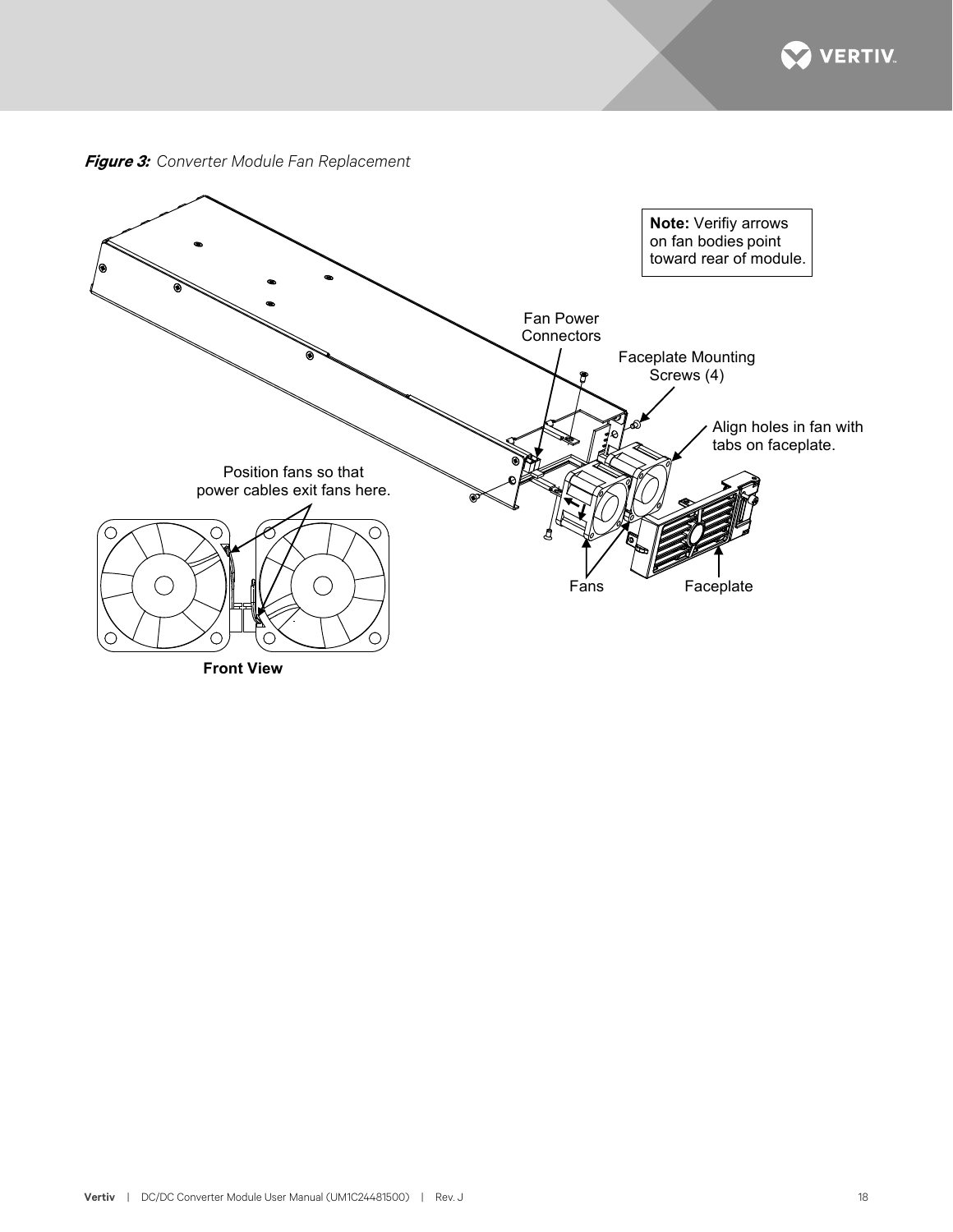***Figure 3:*** *Converter Module Fan Replacement*

**Note:** Verifiy arrows on fan bodies point toward rear of module.

Fan Power Connectors

Faceplate Mounting Screws (4)

Align holes in fan with tabs on faceplate.

Position fans so that power cables exit fans here.

Fans

Faceplate

**Front View**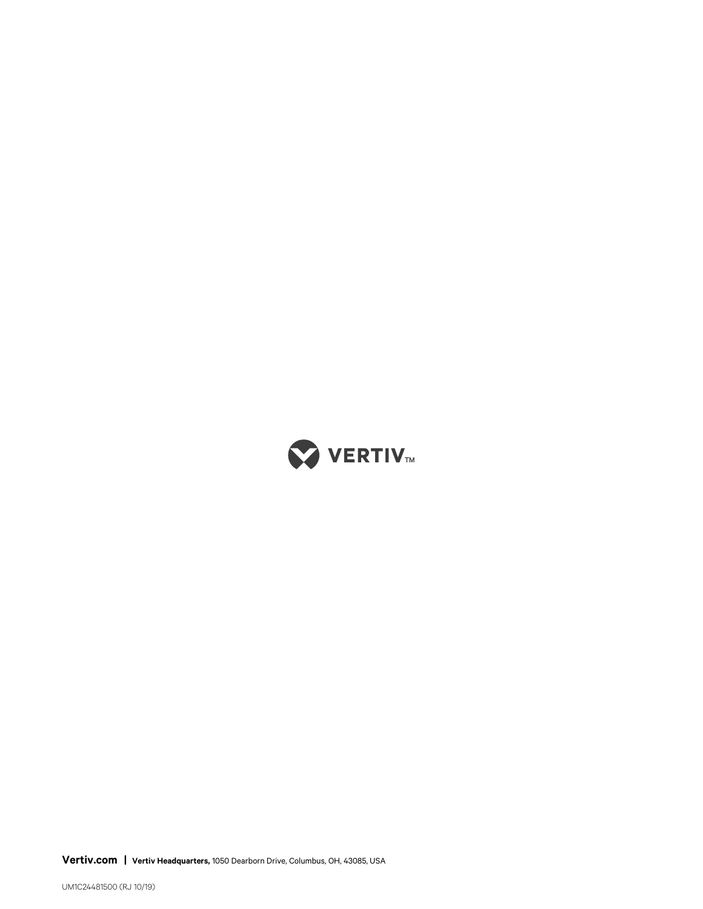VERTIV™

**Vertiv.com** | **Vertiv Headquarters,** 1050 Dearborn Drive, Columbus, OH, 43085, USA

UM1C24481500 (RJ 10/19)